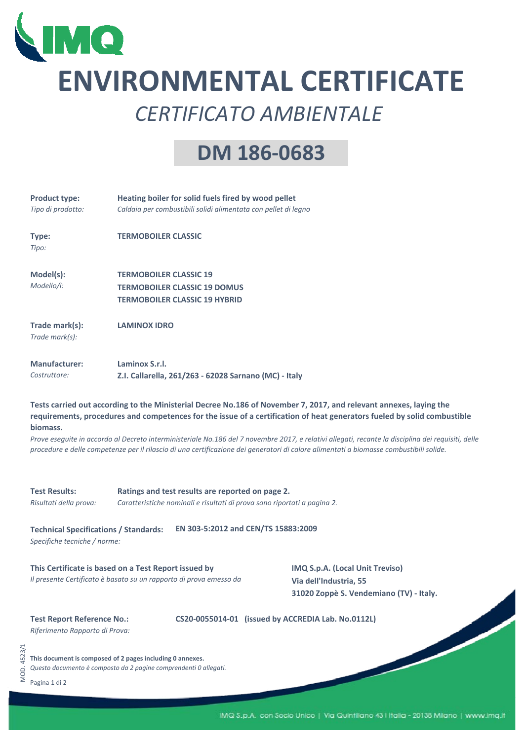# ENVIRONMENTAL CERTIFICATE

## *CERTIFICATO AMBIENTALE*

## DM 186-0683

**Product type:** **Heating boiler for solid fuels fired by wood pellet**
*Tipo di prodotto:* *Caldaia per combustibili solidi alimentata con pellet di legno*

**Type:** **TERMOBOILER CLASSIC**
*Tipo:*

**Model(s):** **TERMOBOILER CLASSIC 19**
*Modello/i:* **TERMOBOILER CLASSIC 19 DOMUS**
**TERMOBOILER CLASSIC 19 HYBRID**

**Trade mark(s):** **LAMINOX IDRO**
*Trade mark(s):*

**Manufacturer:** **Laminox S.r.l.**
*Costruttore:* **Z.I. Callarella, 261/263 - 62028 Sarnano (MC) - Italy**

**Tests carried out according to the Ministerial Decree No.186 of November 7, 2017, and relevant annexes, laying the requirements, procedures and competences for the issue of a certification of heat generators fueled by solid combustible biomass.**
*Prove eseguite in accordo al Decreto interministeriale No.186 del 7 novembre 2017, e relativi allegati, recante la disciplina dei requisiti, delle procedure e delle competenze per il rilascio di una certificazione dei generatori di calore alimentati a biomasse combustibili solide.*

**Test Results:** **Ratings and test results are reported on page 2.**
*Risultati della prova:* *Caratteristiche nominali e risultati di prova sono riportati a pagina 2.*

**Technical Specifications / Standards:** **EN 303-5:2012 and CEN/TS 15883:2009**
*Specifiche tecniche / norme:*

**This Certificate is based on a Test Report issued by**
*Il presente Certificato è basato su un rapporto di prova emesso da*
**IMQ S.p.A. (Local Unit Treviso)**
**Via dell'Industria, 55**
**31020 Zoppè S. Vendemiano (TV) - Italy.**

**Test Report Reference No.:** **CS20-0055014-01 (issued by ACCREDIA Lab. No.0112L)**
*Riferimento Rapporto di Prova:*

**This document is composed of 2 pages including 0 annexes.**
*Questo documento è composto da 2 pagine comprendenti 0 allegati.*

MOD. 4523/1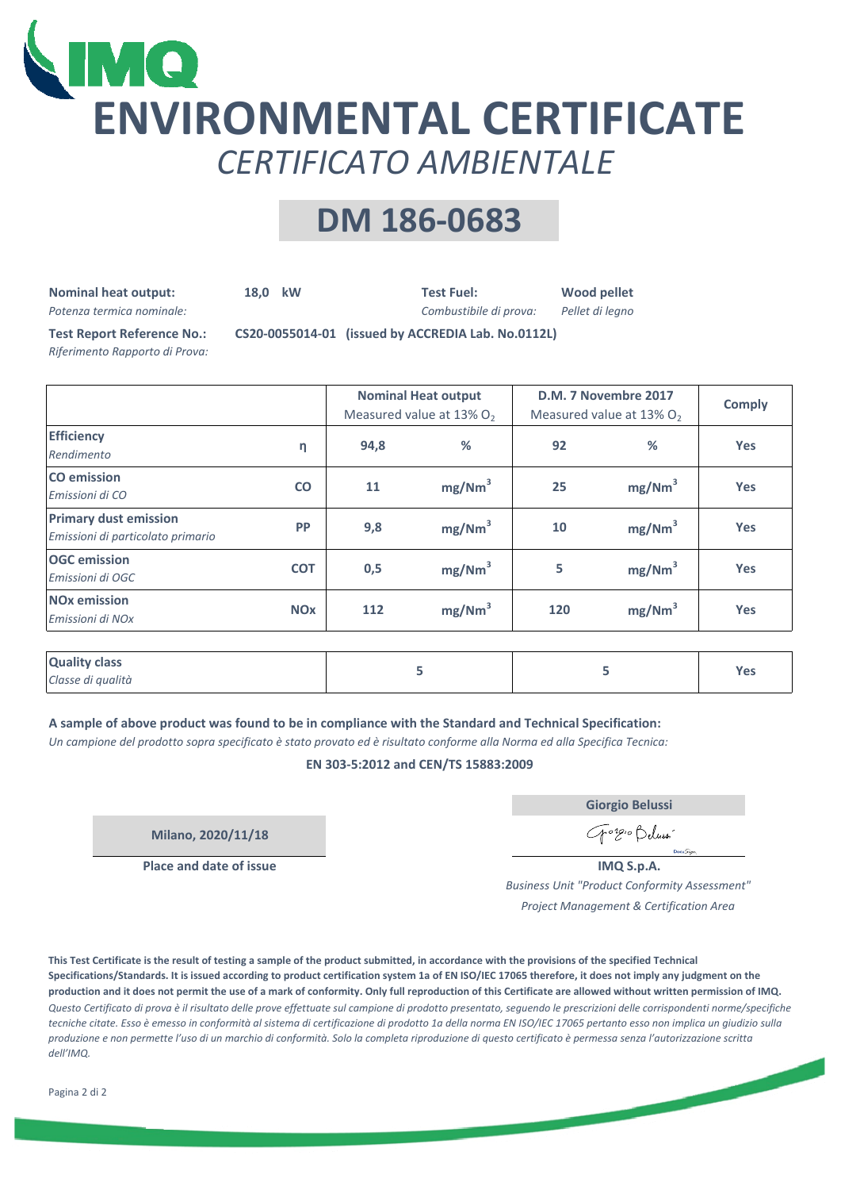# ENVIRONMENTAL CERTIFICATE

*CERTIFICATO AMBIENTALE*

## DM 186-0683

| | | | |
|---|---|---|---|
| **Nominal heat output:** *Potenza termica nominale:* | **18,0 kW** | **Test Fuel:** *Combustibile di prova:* | **Wood pellet** *Pellet di legno* |
| **Test Report Reference No.:** *Riferimento Rapporto di Prova:* | **CS20-0055014-01 (issued by ACCREDIA Lab. No.0112L)** | | |

| | | **Nominal Heat output** Measured value at 13% $O_2$ | | **D.M. 7 Novembre 2017** Measured value at 13% $O_2$ | | **Comply** |
|---|---|---|---|---|---|---|
| **Efficiency** *Rendimento* | η | 94,8 | % | 92 | % | Yes |
| **CO emission** *Emissioni di CO* | CO | 11 | $mg/Nm^3$ | 25 | $mg/Nm^3$ | Yes |
| **Primary dust emission** *Emissioni di particolato primario* | PP | 9,8 | $mg/Nm^3$ | 10 | $mg/Nm^3$ | Yes |
| **OGC emission** *Emissioni di OGC* | COT | 0,5 | $mg/Nm^3$ | 5 | $mg/Nm^3$ | Yes |
| **NOx emission** *Emissioni di NOx* | NOx | 112 | $mg/Nm^3$ | 120 | $mg/Nm^3$ | Yes |

| | | | |
|---|---|---|---|
| **Quality class** *Classe di qualità* | 5 | 5 | Yes |

**A sample of above product was found to be in compliance with the Standard and Technical Specification:**

*Un campione del prodotto sopra specificato è stato provato ed è risultato conforme alla Norma ed alla Specifica Tecnica:*

**EN 303-5:2012 and CEN/TS 15883:2009**

**Milano, 2020/11/18**

**Place and date of issue**

**Giorgio Belussi**

**IMQ S.p.A.**

*Business Unit "Product Conformity Assessment"*

*Project Management & Certification Area*

**This Test Certificate is the result of testing a sample of the product submitted, in accordance with the provisions of the specified Technical Specifications/Standards. It is issued according to product certification system 1a of EN ISO/IEC 17065 therefore, it does not imply any judgment on the production and it does not permit the use of a mark of conformity. Only full reproduction of this Certificate are allowed without written permission of IMQ.**

*Questo Certificato di prova è il risultato delle prove effettuate sul campione di prodotto presentato, seguendo le prescrizioni delle corrispondenti norme/specifiche tecniche citate. Esso è emesso in conformità al sistema di certificazione di prodotto 1a della norma EN ISO/IEC 17065 pertanto esso non implica un giudizio sulla produzione e non permette l'uso di un marchio di conformità. Solo la completa riproduzione di questo certificato è permessa senza l'autorizzazione scritta dell'IMQ.*